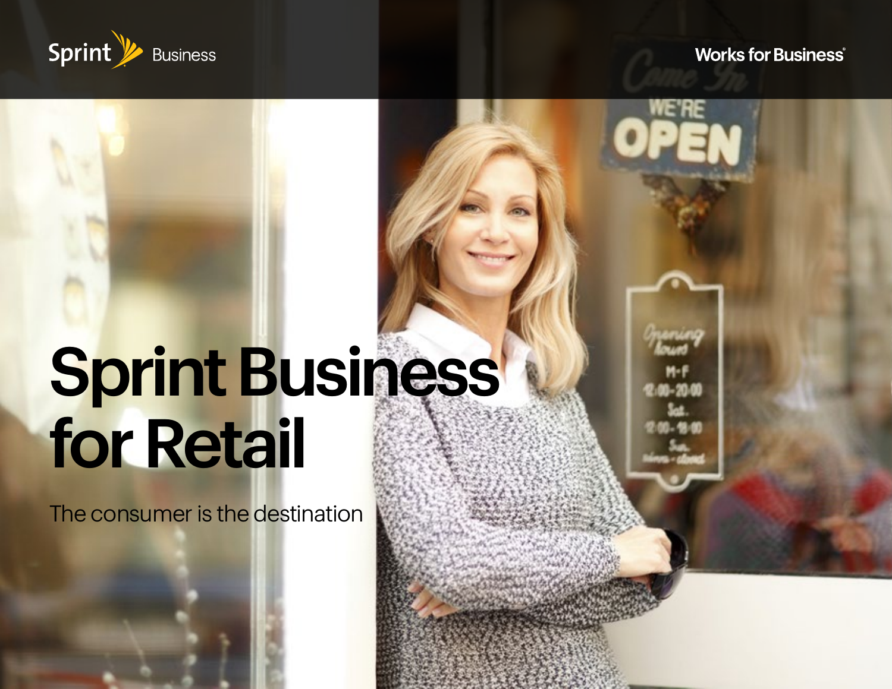Sprint Business

Works for Business®

# Sprint Business for Retail

The consumer is the destination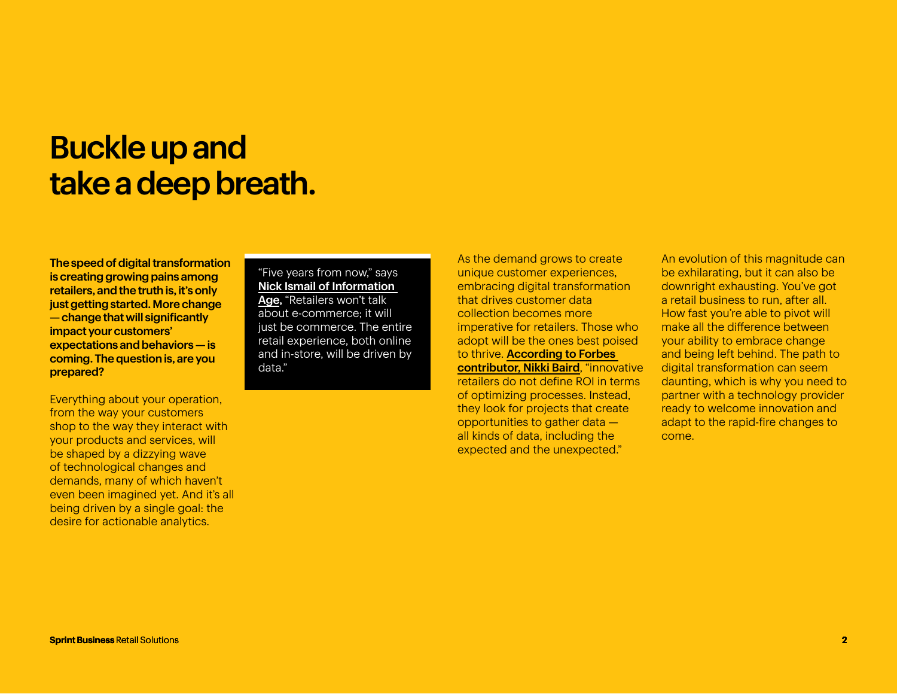# Buckle up and take a deep breath.

**The speed of digital transformation is creating growing pains among retailers, and the truth is, it's only just getting started. More change — change that will significantly impact your customers' expectations and behaviors — is coming. The question is, are you prepared?**

Everything about your operation, from the way your customers shop to the way they interact with your products and services, will be shaped by a dizzying wave of technological changes and demands, many of which haven't even been imagined yet. And it's all being driven by a single goal: the desire for actionable analytics.

"Five years from now," says **Nick Ismail of Information Age**, "Retailers won't talk about e-commerce; it will just be commerce. The entire retail experience, both online and in-store, will be driven by data."

As the demand grows to create unique customer experiences, embracing digital transformation that drives customer data collection becomes more imperative for retailers. Those who adopt will be the ones best poised to thrive. **According to Forbes contributor, Nikki Baird**, "innovative retailers do not define ROI in terms of optimizing processes. Instead, they look for projects that create opportunities to gather data — all kinds of data, including the expected and the unexpected."

An evolution of this magnitude can be exhilarating, but it can also be downright exhausting. You've got a retail business to run, after all. How fast you're able to pivot will make all the difference between your ability to embrace change and being left behind. The path to digital transformation can seem daunting, which is why you need to partner with a technology provider ready to welcome innovation and adapt to the rapid-fire changes to come.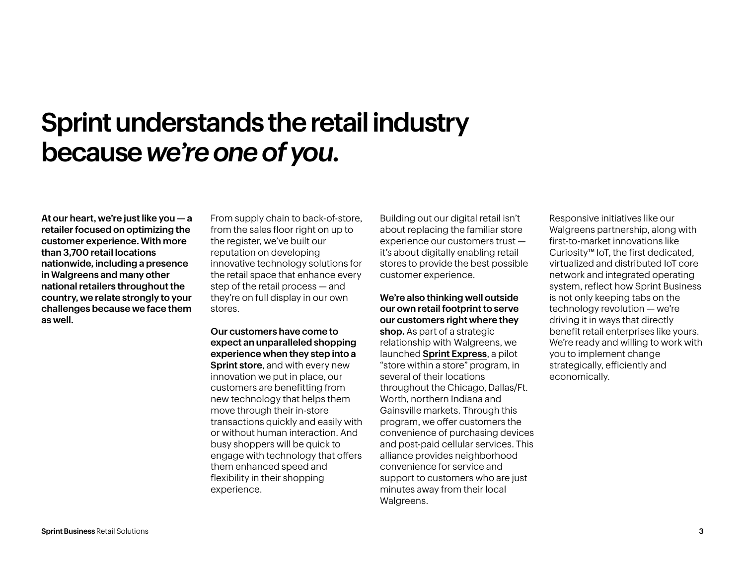# Sprint understands the retail industry because *we're one of you.*

**At our heart, we're just like you — a retailer focused on optimizing the customer experience. With more than 3,700 retail locations nationwide, including a presence in Walgreens and many other national retailers throughout the country, we relate strongly to your challenges because we face them as well.**

From supply chain to back-of-store, from the sales floor right on up to the register, we've built our reputation on developing innovative technology solutions for the retail space that enhance every step of the retail process — and they're on full display in our own stores.

**Our customers have come to expect an unparalleled shopping experience when they step into a Sprint store**, and with every new innovation we put in place, our customers are benefitting from new technology that helps them move through their in-store transactions quickly and easily with or without human interaction. And busy shoppers will be quick to engage with technology that offers them enhanced speed and flexibility in their shopping experience.

Building out our digital retail isn't about replacing the familiar store experience our customers trust — it's about digitally enabling retail stores to provide the best possible customer experience.

**We're also thinking well outside our own retail footprint to serve our customers right where they shop.** As part of a strategic relationship with Walgreens, we launched **Sprint Express**, a pilot "store within a store" program, in several of their locations throughout the Chicago, Dallas/Ft. Worth, northern Indiana and Gainsville markets. Through this program, we offer customers the convenience of purchasing devices and post-paid cellular services. This alliance provides neighborhood convenience for service and support to customers who are just minutes away from their local Walgreens.

Responsive initiatives like our Walgreens partnership, along with first-to-market innovations like Curiosity™ IoT, the first dedicated, virtualized and distributed IoT core network and integrated operating system, reflect how Sprint Business is not only keeping tabs on the technology revolution — we're driving it in ways that directly benefit retail enterprises like yours. We're ready and willing to work with you to implement change strategically, efficiently and economically.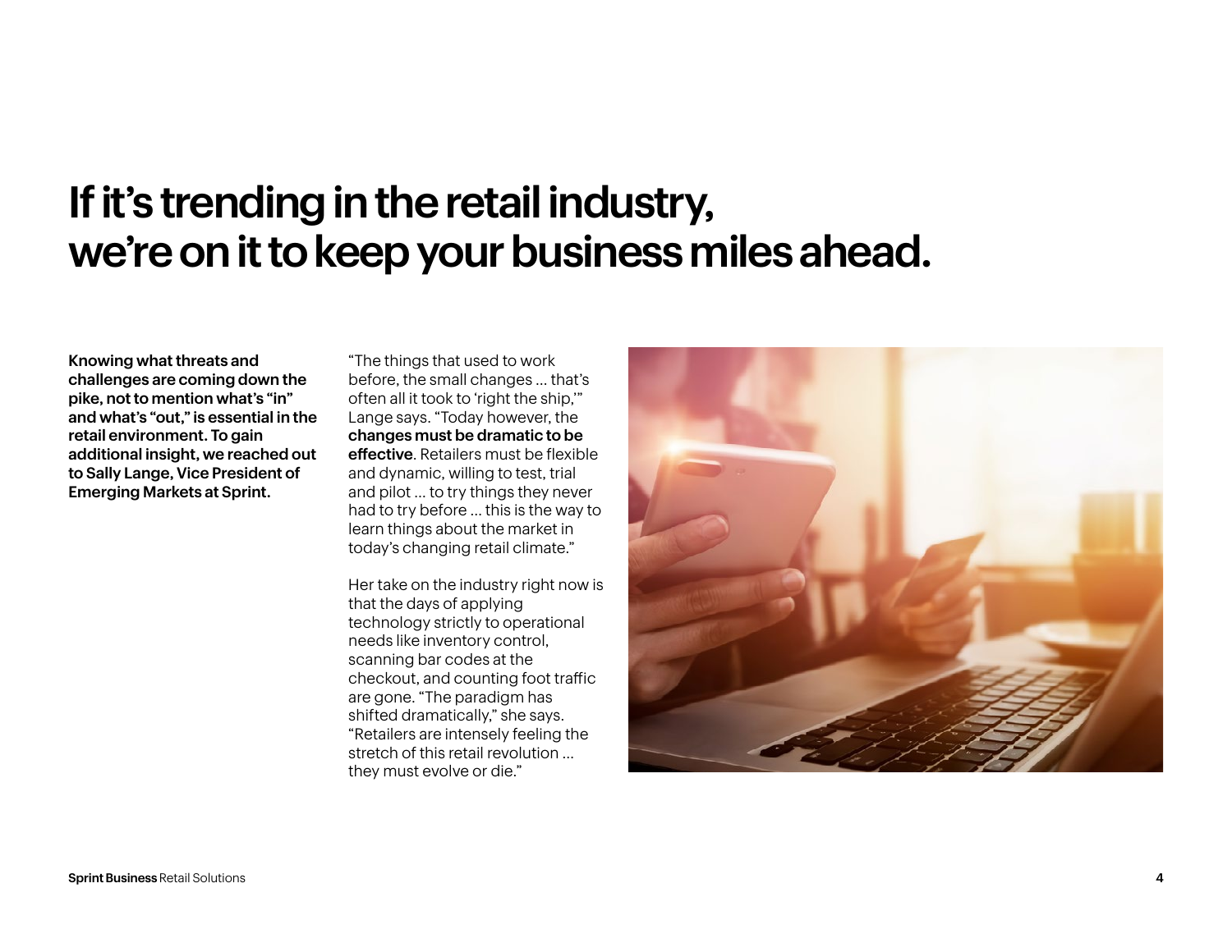# If it's trending in the retail industry, we're on it to keep your business miles ahead.

**Knowing what threats and challenges are coming down the pike, not to mention what's "in" and what's "out," is essential in the retail environment. To gain additional insight, we reached out to Sally Lange, Vice President of Emerging Markets at Sprint.**

"The things that used to work before, the small changes … that's often all it took to 'right the ship,'" Lange says. "Today however, the **changes must be dramatic to be effective**. Retailers must be flexible and dynamic, willing to test, trial and pilot … to try things they never had to try before … this is the way to learn things about the market in today's changing retail climate."

Her take on the industry right now is that the days of applying technology strictly to operational needs like inventory control, scanning bar codes at the checkout, and counting foot traffic are gone. "The paradigm has shifted dramatically," she says. "Retailers are intensely feeling the stretch of this retail revolution … they must evolve or die."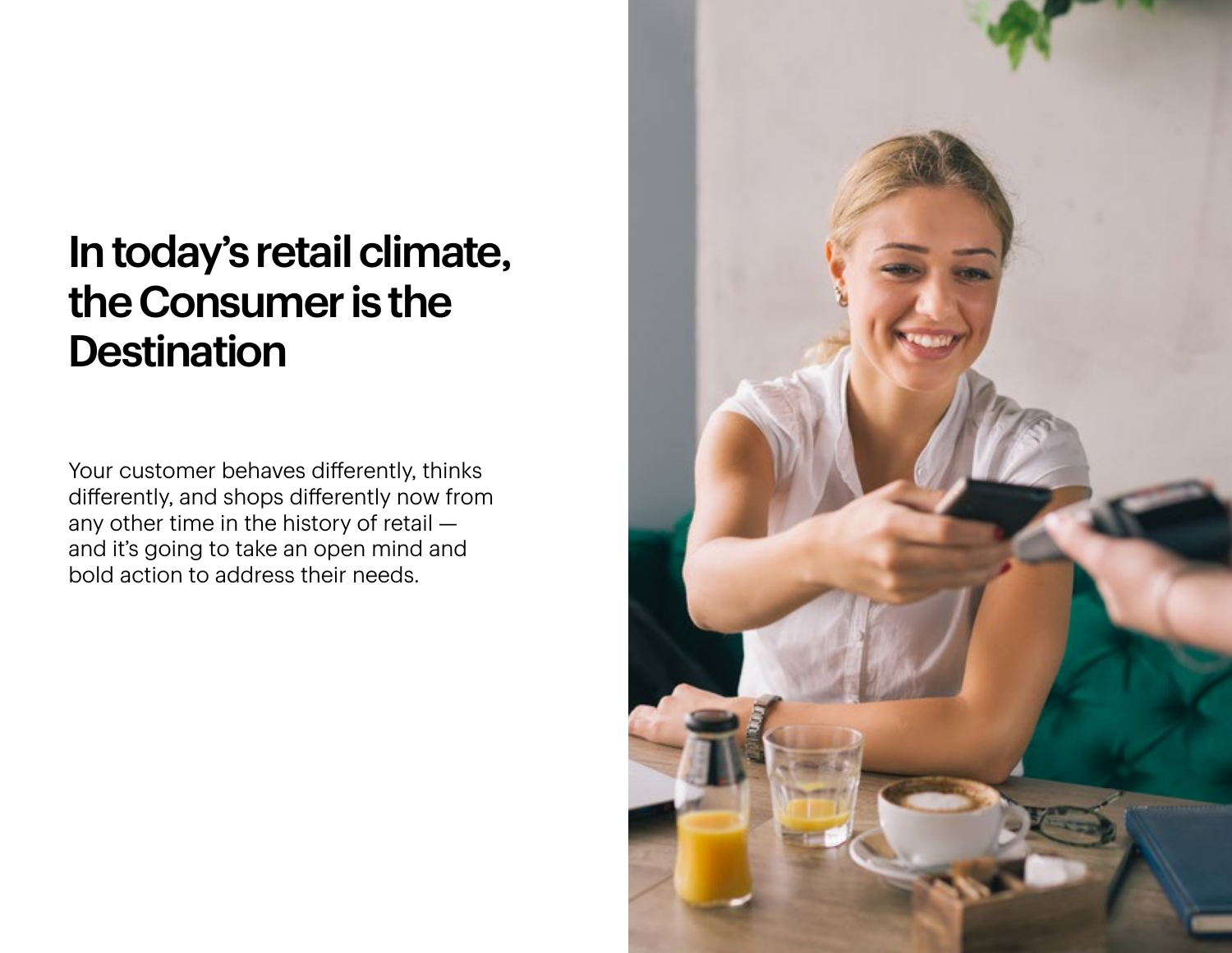# In today's retail climate, the Consumer is the Destination

Your customer behaves differently, thinks differently, and shops differently now from any other time in the history of retail — and it's going to take an open mind and bold action to address their needs.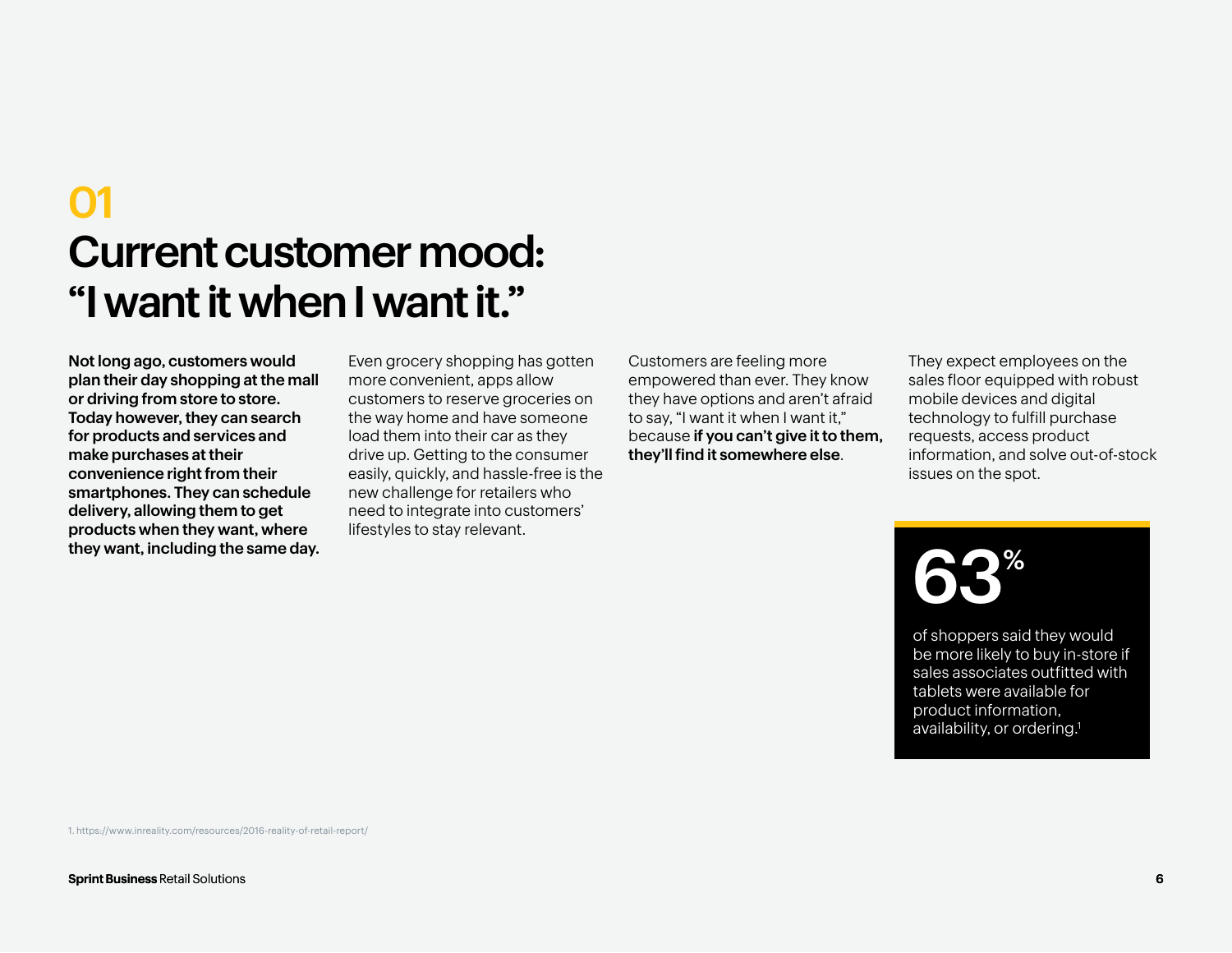# 01
# Current customer mood: "I want it when I want it."

**Not long ago, customers would plan their day shopping at the mall or driving from store to store. Today however, they can search for products and services and make purchases at their convenience right from their smartphones. They can schedule delivery, allowing them to get products when they want, where they want, including the same day.**

Even grocery shopping has gotten more convenient, apps allow customers to reserve groceries on the way home and have someone load them into their car as they drive up. Getting to the consumer easily, quickly, and hassle-free is the new challenge for retailers who need to integrate into customers' lifestyles to stay relevant.

Customers are feeling more empowered than ever. They know they have options and aren't afraid to say, "I want it when I want it," because **if you can't give it to them, they'll find it somewhere else**.

They expect employees on the sales floor equipped with robust mobile devices and digital technology to fulfill purchase requests, access product information, and solve out-of-stock issues on the spot.

**63%**

of shoppers said they would be more likely to buy in-store if sales associates outfitted with tablets were available for product information, availability, or ordering.[1]

1. https://www.inreality.com/resources/2016-reality-of-retail-report/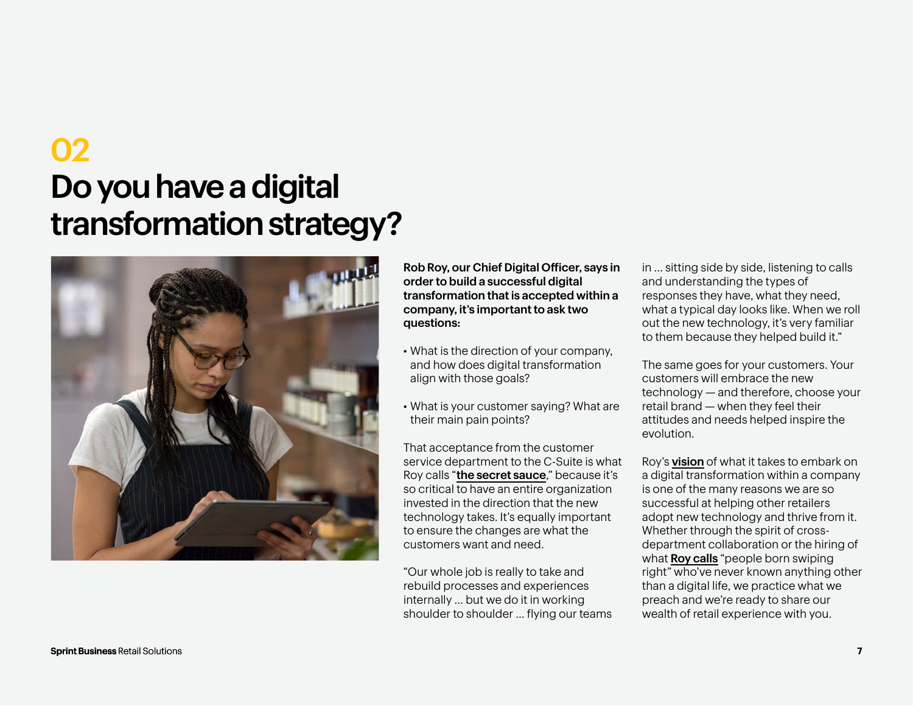# 02

# Do you have a digital transformation strategy?

**Rob Roy, our Chief Digital Officer, says in order to build a successful digital transformation that is accepted within a company, it's important to ask two questions:**

- What is the direction of your company, and how does digital transformation align with those goals?
- What is your customer saying? What are their main pain points?

That acceptance from the customer service department to the C-Suite is what Roy calls "**the secret sauce**," because it's so critical to have an entire organization invested in the direction that the new technology takes. It's equally important to ensure the changes are what the customers want and need.

"Our whole job is really to take and rebuild processes and experiences internally ... but we do it in working shoulder to shoulder ... flying our teams in ... sitting side by side, listening to calls and understanding the types of responses they have, what they need, what a typical day looks like. When we roll out the new technology, it's very familiar to them because they helped build it."

The same goes for your customers. Your customers will embrace the new technology — and therefore, choose your retail brand — when they feel their attitudes and needs helped inspire the evolution.

Roy's **vision** of what it takes to embark on a digital transformation within a company is one of the many reasons we are so successful at helping other retailers adopt new technology and thrive from it. Whether through the spirit of cross-department collaboration or the hiring of what **Roy calls** "people born swiping right" who've never known anything other than a digital life, we practice what we preach and we're ready to share our wealth of retail experience with you.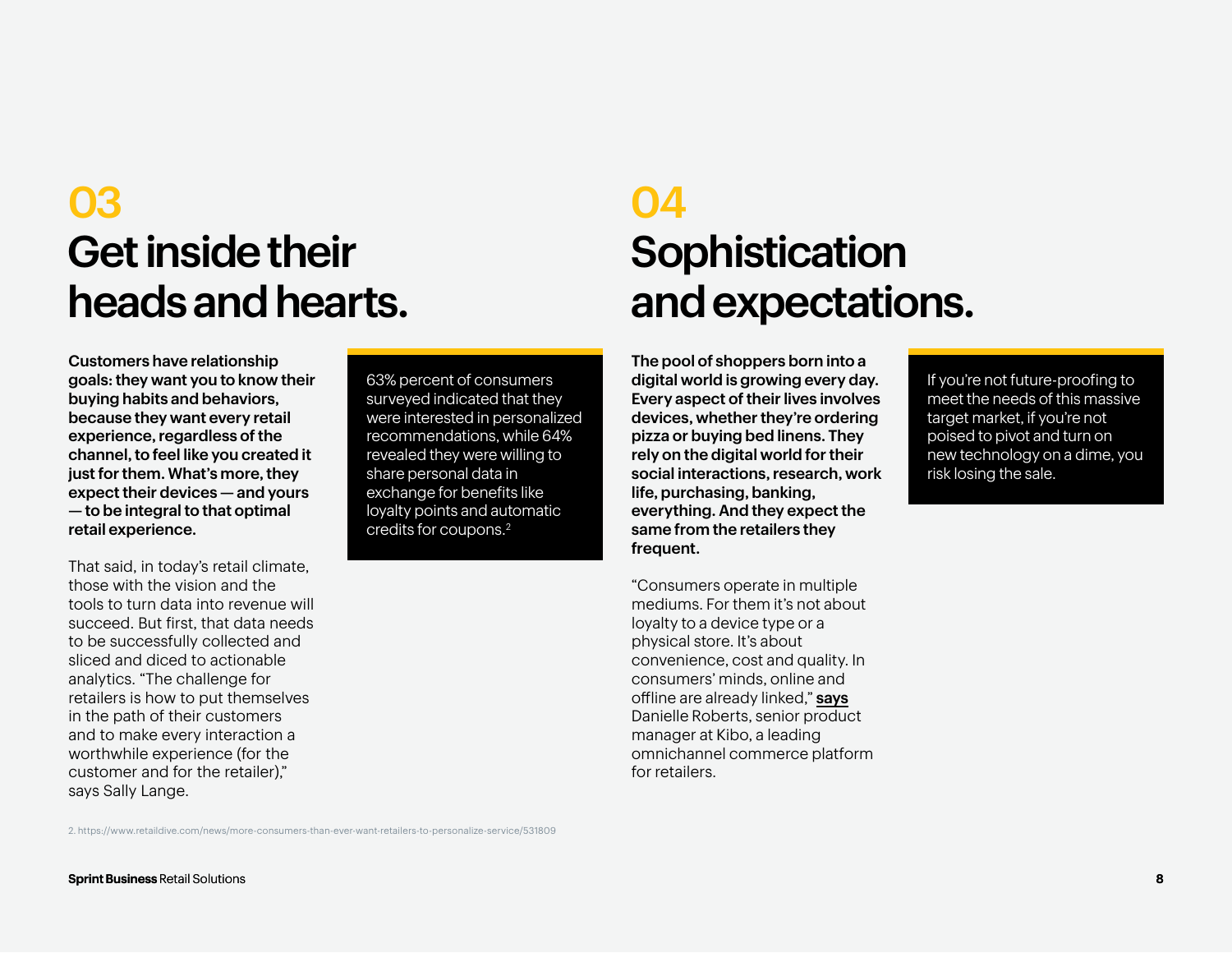## 03

# Get inside their heads and hearts.

**Customers have relationship goals: they want you to know their buying habits and behaviors, because they want every retail experience, regardless of the channel, to feel like you created it just for them. What's more, they expect their devices — and yours — to be integral to that optimal retail experience.**

That said, in today's retail climate, those with the vision and the tools to turn data into revenue will succeed. But first, that data needs to be successfully collected and sliced and diced to actionable analytics. "The challenge for retailers is how to put themselves in the path of their customers and to make every interaction a worthwhile experience (for the customer and for the retailer)," says Sally Lange.

> 63% percent of consumers surveyed indicated that they were interested in personalized recommendations, while 64% revealed they were willing to share personal data in exchange for benefits like loyalty points and automatic credits for coupons.[2]

## 04

# Sophistication and expectations.

**The pool of shoppers born into a digital world is growing every day. Every aspect of their lives involves devices, whether they're ordering pizza or buying bed linens. They rely on the digital world for their social interactions, research, work life, purchasing, banking, everything. And they expect the same from the retailers they frequent.**

"Consumers operate in multiple mediums. For them it's not about loyalty to a device type or a physical store. It's about convenience, cost and quality. In consumers' minds, online and offline are already linked," **says** Danielle Roberts, senior product manager at Kibo, a leading omnichannel commerce platform for retailers.

> If you're not future-proofing to meet the needs of this massive target market, if you're not poised to pivot and turn on new technology on a dime, you risk losing the sale.

2. https://www.retaildive.com/news/more-consumers-than-ever-want-retailers-to-personalize-service/531809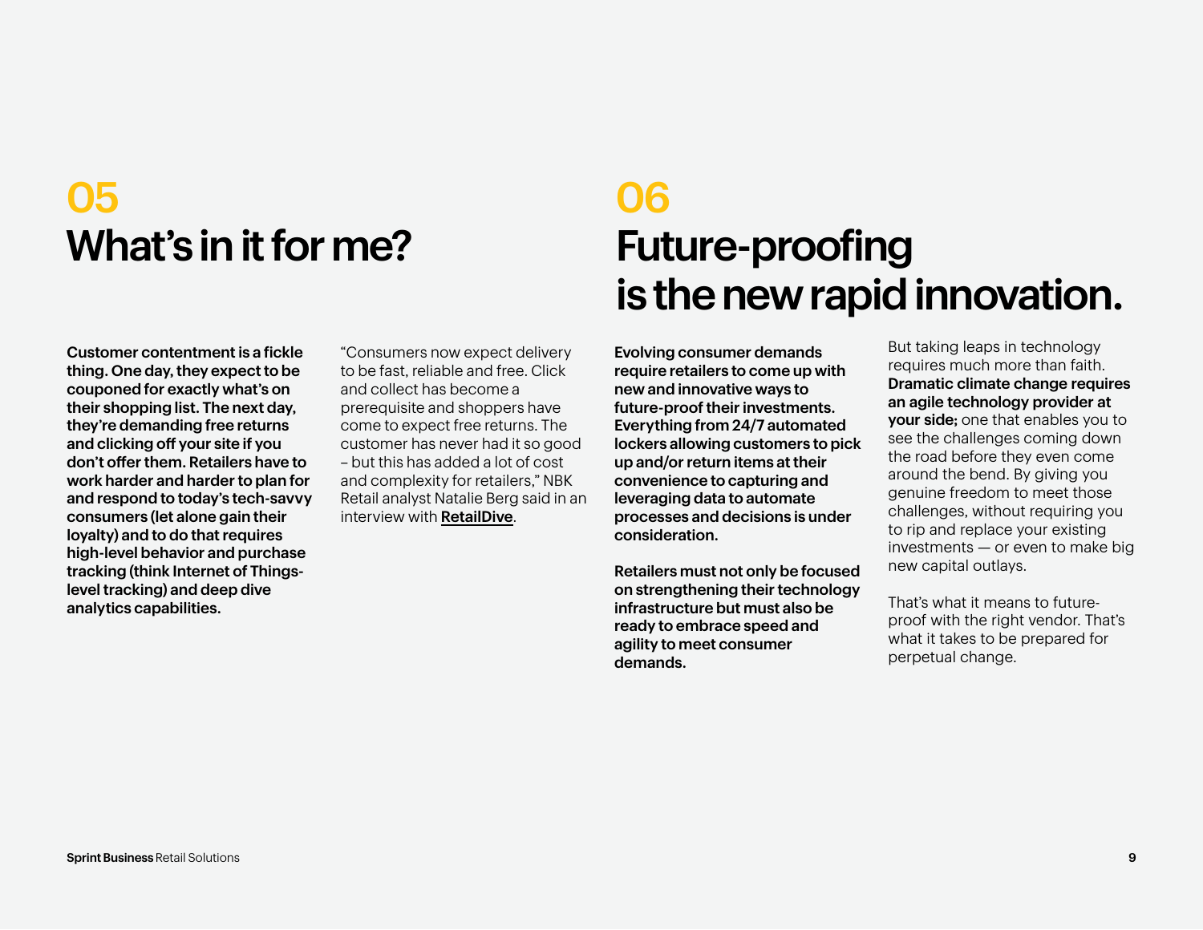## 05
# What's in it for me?

**Customer contentment is a fickle thing. One day, they expect to be couponed for exactly what's on their shopping list. The next day, they're demanding free returns and clicking off your site if you don't offer them. Retailers have to work harder and harder to plan for and respond to today's tech-savvy consumers (let alone gain their loyalty) and to do that requires high-level behavior and purchase tracking (think Internet of Things-level tracking) and deep dive analytics capabilities.**

"Consumers now expect delivery to be fast, reliable and free. Click and collect has become a prerequisite and shoppers have come to expect free returns. The customer has never had it so good – but this has added a lot of cost and complexity for retailers," NBK Retail analyst Natalie Berg said in an interview with **RetailDive**.

## 06
# Future-proofing is the new rapid innovation.

**Evolving consumer demands require retailers to come up with new and innovative ways to future-proof their investments. Everything from 24/7 automated lockers allowing customers to pick up and/or return items at their convenience to capturing and leveraging data to automate processes and decisions is under consideration.**

**Retailers must not only be focused on strengthening their technology infrastructure but must also be ready to embrace speed and agility to meet consumer demands.**

But taking leaps in technology requires much more than faith. **Dramatic climate change requires an agile technology provider at your side;** one that enables you to see the challenges coming down the road before they even come around the bend. By giving you genuine freedom to meet those challenges, without requiring you to rip and replace your existing investments — or even to make big new capital outlays.

That's what it means to future-proof with the right vendor. That's what it takes to be prepared for perpetual change.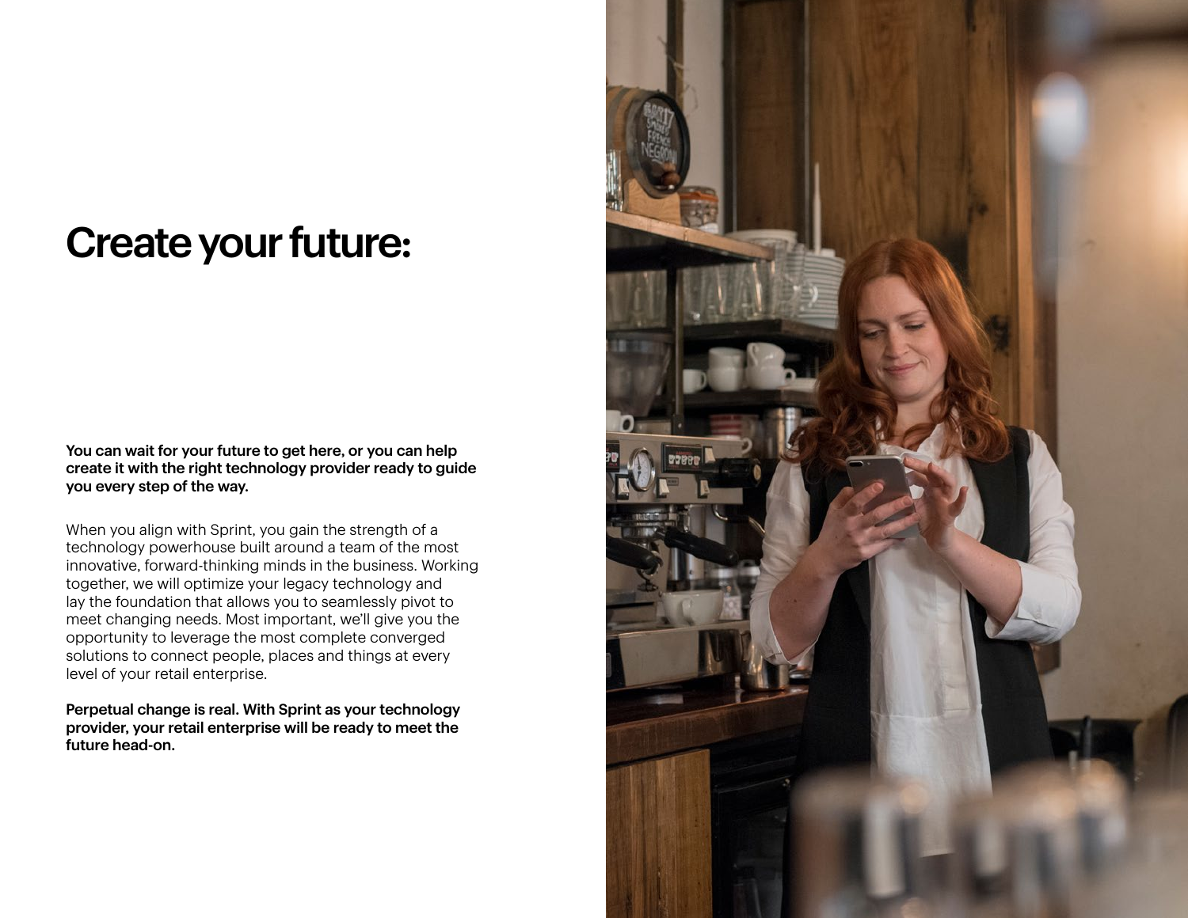# Create your future:

**You can wait for your future to get here, or you can help create it with the right technology provider ready to guide you every step of the way.**

When you align with Sprint, you gain the strength of a technology powerhouse built around a team of the most innovative, forward-thinking minds in the business. Working together, we will optimize your legacy technology and lay the foundation that allows you to seamlessly pivot to meet changing needs. Most important, we'll give you the opportunity to leverage the most complete converged solutions to connect people, places and things at every level of your retail enterprise.

**Perpetual change is real. With Sprint as your technology provider, your retail enterprise will be ready to meet the future head-on.**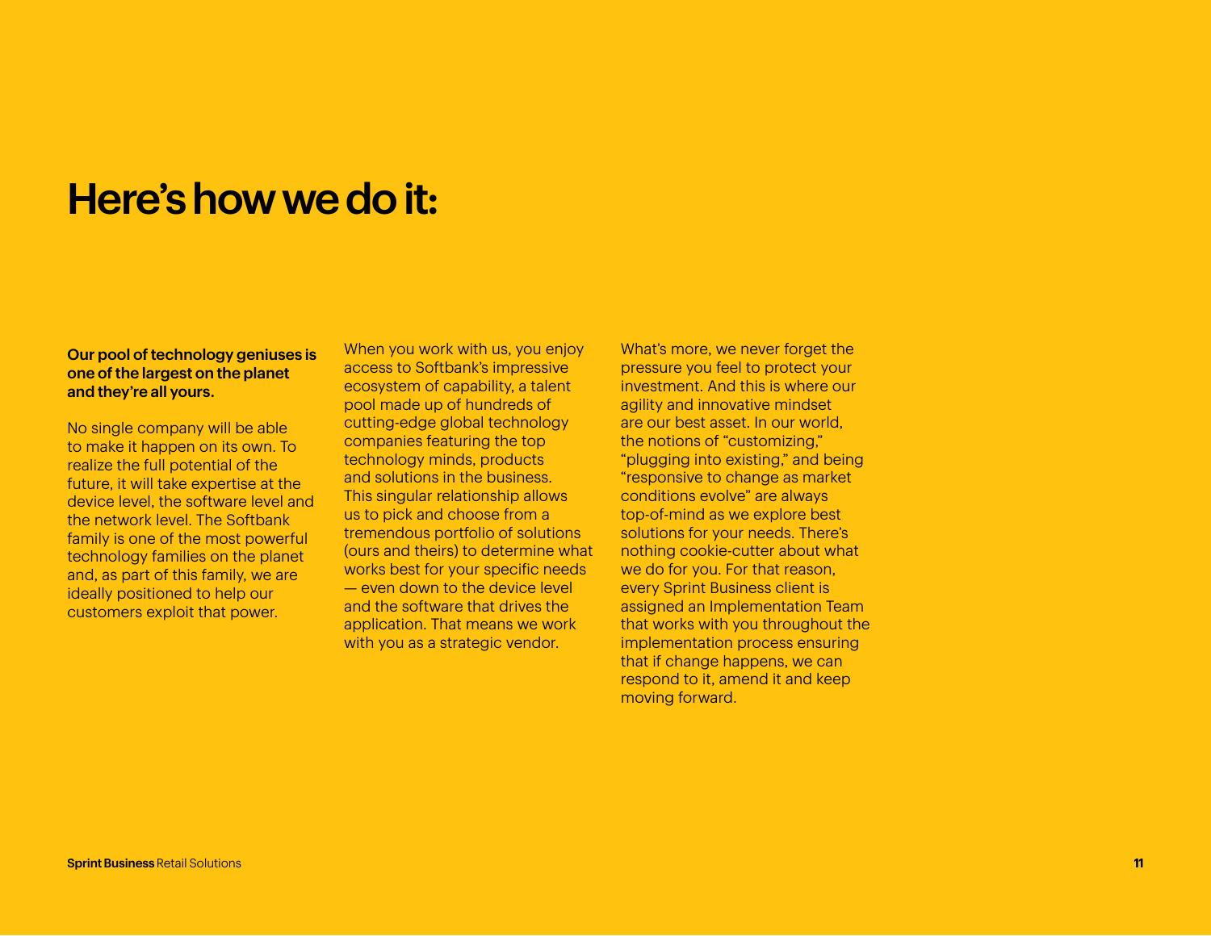# Here's how we do it:

**Our pool of technology geniuses is one of the largest on the planet and they're all yours.**

No single company will be able to make it happen on its own. To realize the full potential of the future, it will take expertise at the device level, the software level and the network level. The Softbank family is one of the most powerful technology families on the planet and, as part of this family, we are ideally positioned to help our customers exploit that power.

When you work with us, you enjoy access to Softbank's impressive ecosystem of capability, a talent pool made up of hundreds of cutting-edge global technology companies featuring the top technology minds, products and solutions in the business. This singular relationship allows us to pick and choose from a tremendous portfolio of solutions (ours and theirs) to determine what works best for your specific needs — even down to the device level and the software that drives the application. That means we work with you as a strategic vendor.

What's more, we never forget the pressure you feel to protect your investment. And this is where our agility and innovative mindset are our best asset. In our world, the notions of "customizing," "plugging into existing," and being "responsive to change as market conditions evolve" are always top-of-mind as we explore best solutions for your needs. There's nothing cookie-cutter about what we do for you. For that reason, every Sprint Business client is assigned an Implementation Team that works with you throughout the implementation process ensuring that if change happens, we can respond to it, amend it and keep moving forward.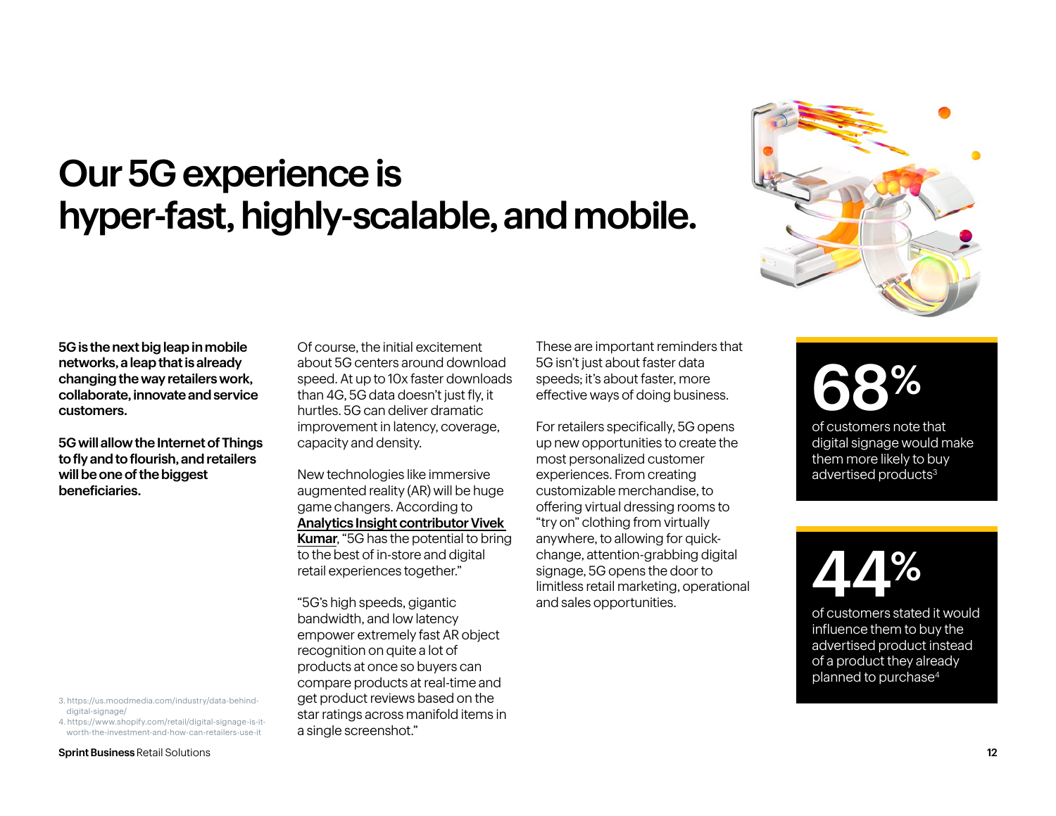# Our 5G experience is hyper-fast, highly-scalable, and mobile.

**5G is the next big leap in mobile networks, a leap that is already changing the way retailers work, collaborate, innovate and service customers.**

**5G will allow the Internet of Things to fly and to flourish, and retailers will be one of the biggest beneficiaries.**

Of course, the initial excitement about 5G centers around download speed. At up to 10x faster downloads than 4G, 5G data doesn't just fly, it hurtles. 5G can deliver dramatic improvement in latency, coverage, capacity and density.

New technologies like immersive augmented reality (AR) will be huge game changers. According to **Analytics Insight contributor Vivek Kumar**, "5G has the potential to bring to the best of in-store and digital retail experiences together."

"5G's high speeds, gigantic bandwidth, and low latency empower extremely fast AR object recognition on quite a lot of products at once so buyers can compare products at real-time and get product reviews based on the star ratings across manifold items in a single screenshot."

These are important reminders that 5G isn't just about faster data speeds; it's about faster, more effective ways of doing business.

For retailers specifically, 5G opens up new opportunities to create the most personalized customer experiences. From creating customizable merchandise, to offering virtual dressing rooms to "try on" clothing from virtually anywhere, to allowing for quick-change, attention-grabbing digital signage, 5G opens the door to limitless retail marketing, operational and sales opportunities.

**68%**

of customers note that digital signage would make them more likely to buy advertised products[3]

**44%**

of customers stated it would influence them to buy the advertised product instead of a product they already planned to purchase[4]

3. https://us.moodmedia.com/industry/data-behind-digital-signage/
4. https://www.shopify.com/retail/digital-signage-is-it-worth-the-investment-and-how-can-retailers-use-it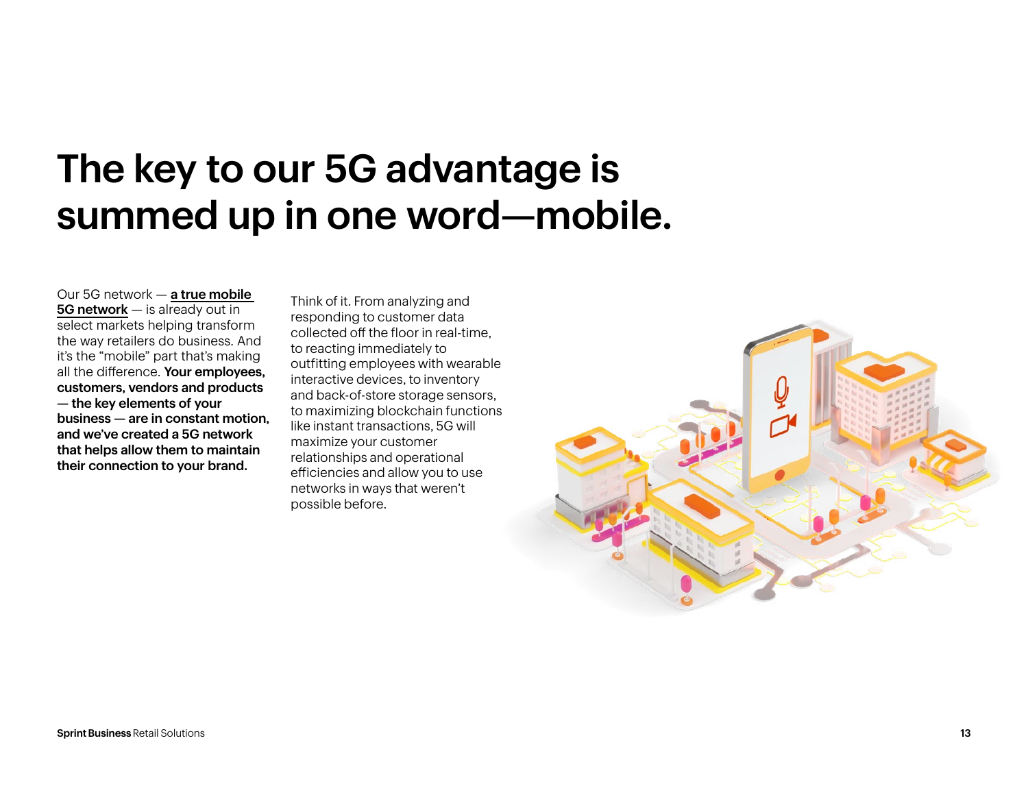# The key to our 5G advantage is summed up in one word—mobile.

Our 5G network — **a true mobile 5G network** — is already out in select markets helping transform the way retailers do business. And it's the "mobile" part that's making all the difference. **Your employees, customers, vendors and products — the key elements of your business — are in constant motion, and we've created a 5G network that helps allow them to maintain their connection to your brand.**

Think of it. From analyzing and responding to customer data collected off the floor in real-time, to reacting immediately to outfitting employees with wearable interactive devices, to inventory and back-of-store storage sensors, to maximizing blockchain functions like instant transactions, 5G will maximize your customer relationships and operational efficiencies and allow you to use networks in ways that weren't possible before.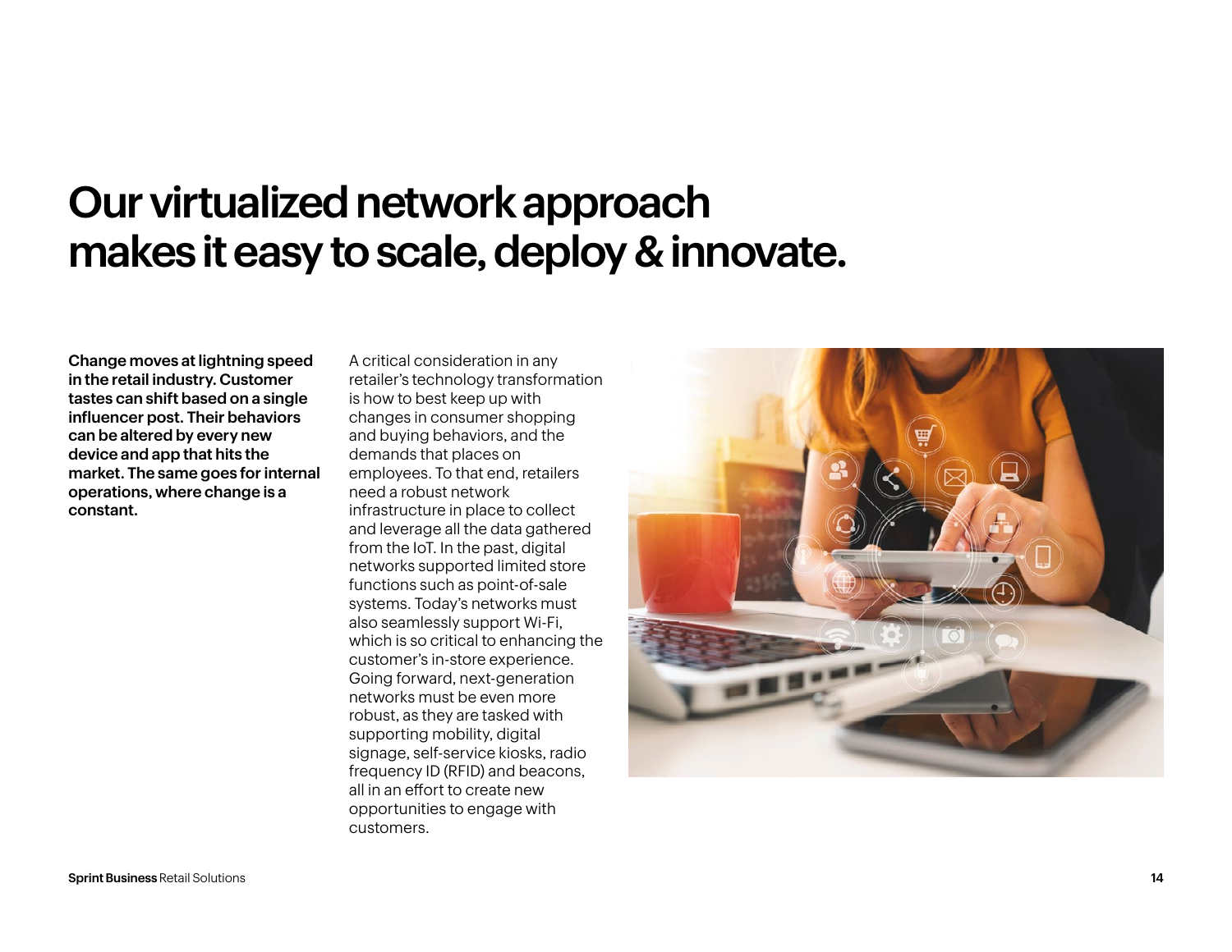# Our virtualized network approach makes it easy to scale, deploy & innovate.

**Change moves at lightning speed in the retail industry. Customer tastes can shift based on a single influencer post. Their behaviors can be altered by every new device and app that hits the market. The same goes for internal operations, where change is a constant.**

A critical consideration in any retailer's technology transformation is how to best keep up with changes in consumer shopping and buying behaviors, and the demands that places on employees. To that end, retailers need a robust network infrastructure in place to collect and leverage all the data gathered from the IoT. In the past, digital networks supported limited store functions such as point-of-sale systems. Today's networks must also seamlessly support Wi-Fi, which is so critical to enhancing the customer's in-store experience. Going forward, next-generation networks must be even more robust, as they are tasked with supporting mobility, digital signage, self-service kiosks, radio frequency ID (RFID) and beacons, all in an effort to create new opportunities to engage with customers.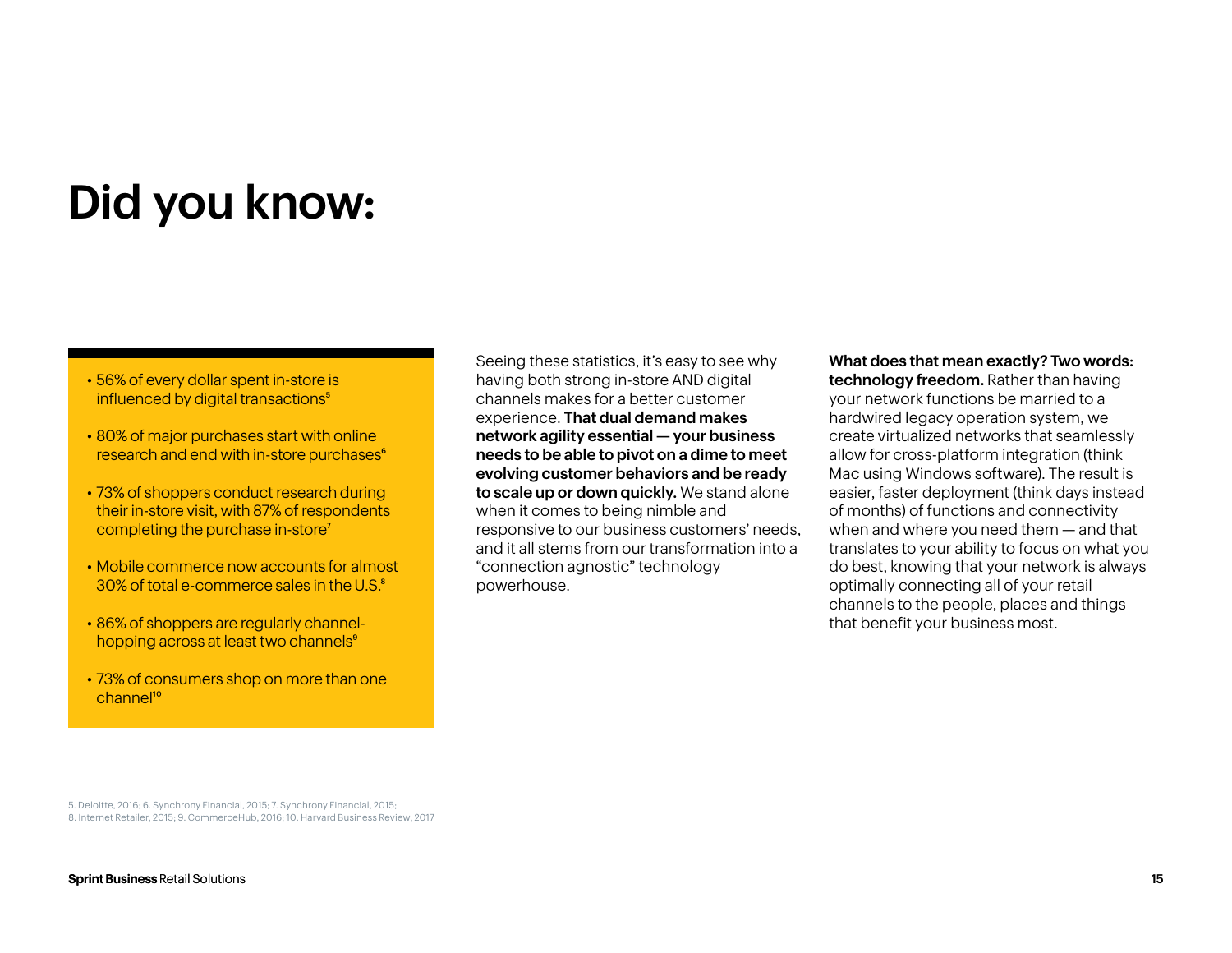# Did you know:

- 56% of every dollar spent in-store is influenced by digital transactions[5]
- 80% of major purchases start with online research and end with in-store purchases[6]
- 73% of shoppers conduct research during their in-store visit, with 87% of respondents completing the purchase in-store[7]
- Mobile commerce now accounts for almost 30% of total e-commerce sales in the U.S.[8]
- 86% of shoppers are regularly channel-hopping across at least two channels[9]
- 73% of consumers shop on more than one channel[10]

Seeing these statistics, it's easy to see why having both strong in-store AND digital channels makes for a better customer experience. **That dual demand makes network agility essential — your business needs to be able to pivot on a dime to meet evolving customer behaviors and be ready to scale up or down quickly.** We stand alone when it comes to being nimble and responsive to our business customers' needs, and it all stems from our transformation into a "connection agnostic" technology powerhouse.

**What does that mean exactly? Two words: technology freedom.** Rather than having your network functions be married to a hardwired legacy operation system, we create virtualized networks that seamlessly allow for cross-platform integration (think Mac using Windows software). The result is easier, faster deployment (think days instead of months) of functions and connectivity when and where you need them — and that translates to your ability to focus on what you do best, knowing that your network is always optimally connecting all of your retail channels to the people, places and things that benefit your business most.

5. Deloitte, 2016; 6. Synchrony Financial, 2015; 7. Synchrony Financial, 2015; 8. Internet Retailer, 2015; 9. CommerceHub, 2016; 10. Harvard Business Review, 2017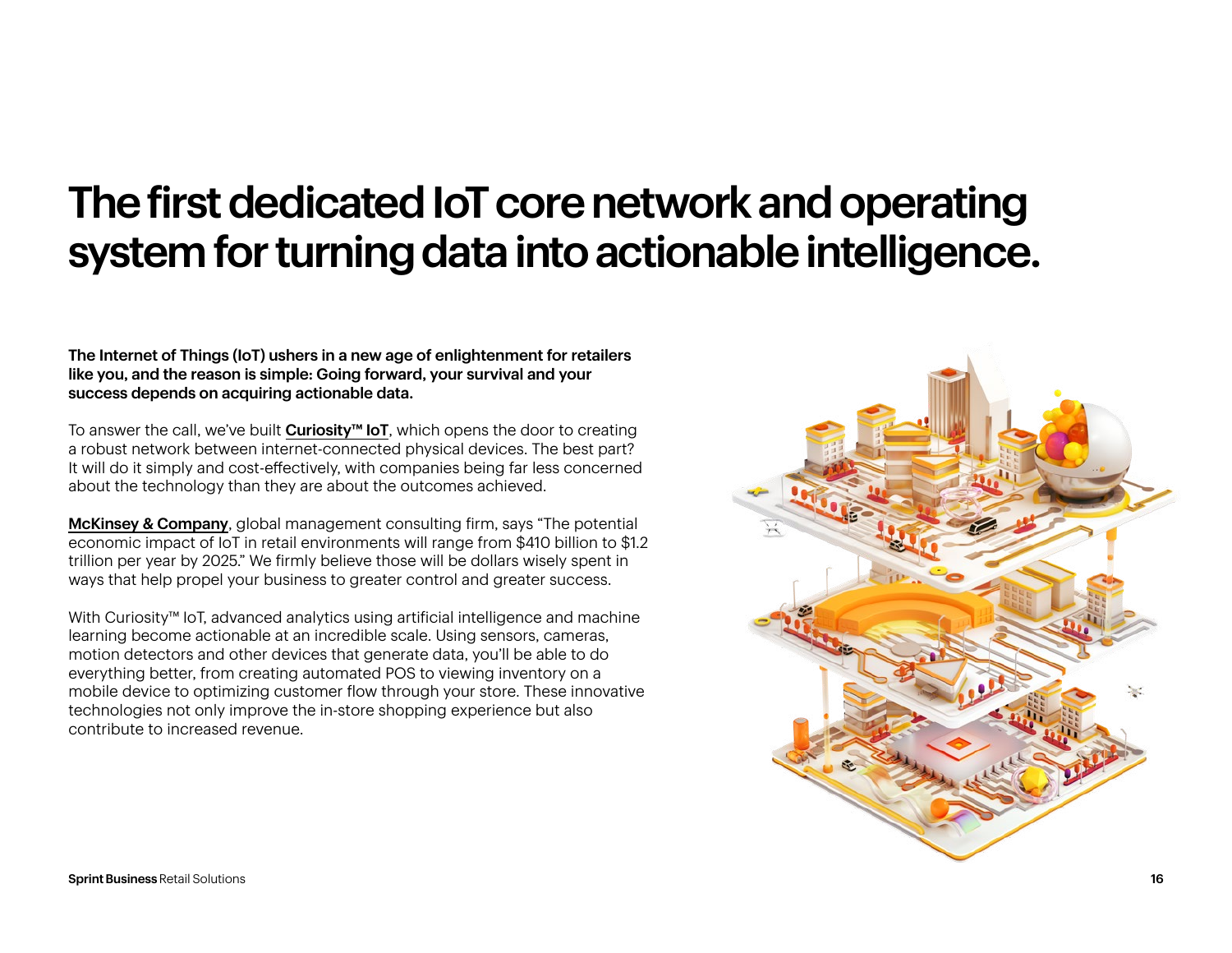# The first dedicated IoT core network and operating system for turning data into actionable intelligence.

**The Internet of Things (IoT) ushers in a new age of enlightenment for retailers like you, and the reason is simple: Going forward, your survival and your success depends on acquiring actionable data.**

To answer the call, we've built **Curiosity™ IoT**, which opens the door to creating a robust network between internet-connected physical devices. The best part? It will do it simply and cost-effectively, with companies being far less concerned about the technology than they are about the outcomes achieved.

**McKinsey & Company**, global management consulting firm, says "The potential economic impact of IoT in retail environments will range from $410 billion to $1.2 trillion per year by 2025." We firmly believe those will be dollars wisely spent in ways that help propel your business to greater control and greater success.

With Curiosity™ IoT, advanced analytics using artificial intelligence and machine learning become actionable at an incredible scale. Using sensors, cameras, motion detectors and other devices that generate data, you'll be able to do everything better, from creating automated POS to viewing inventory on a mobile device to optimizing customer flow through your store. These innovative technologies not only improve the in-store shopping experience but also contribute to increased revenue.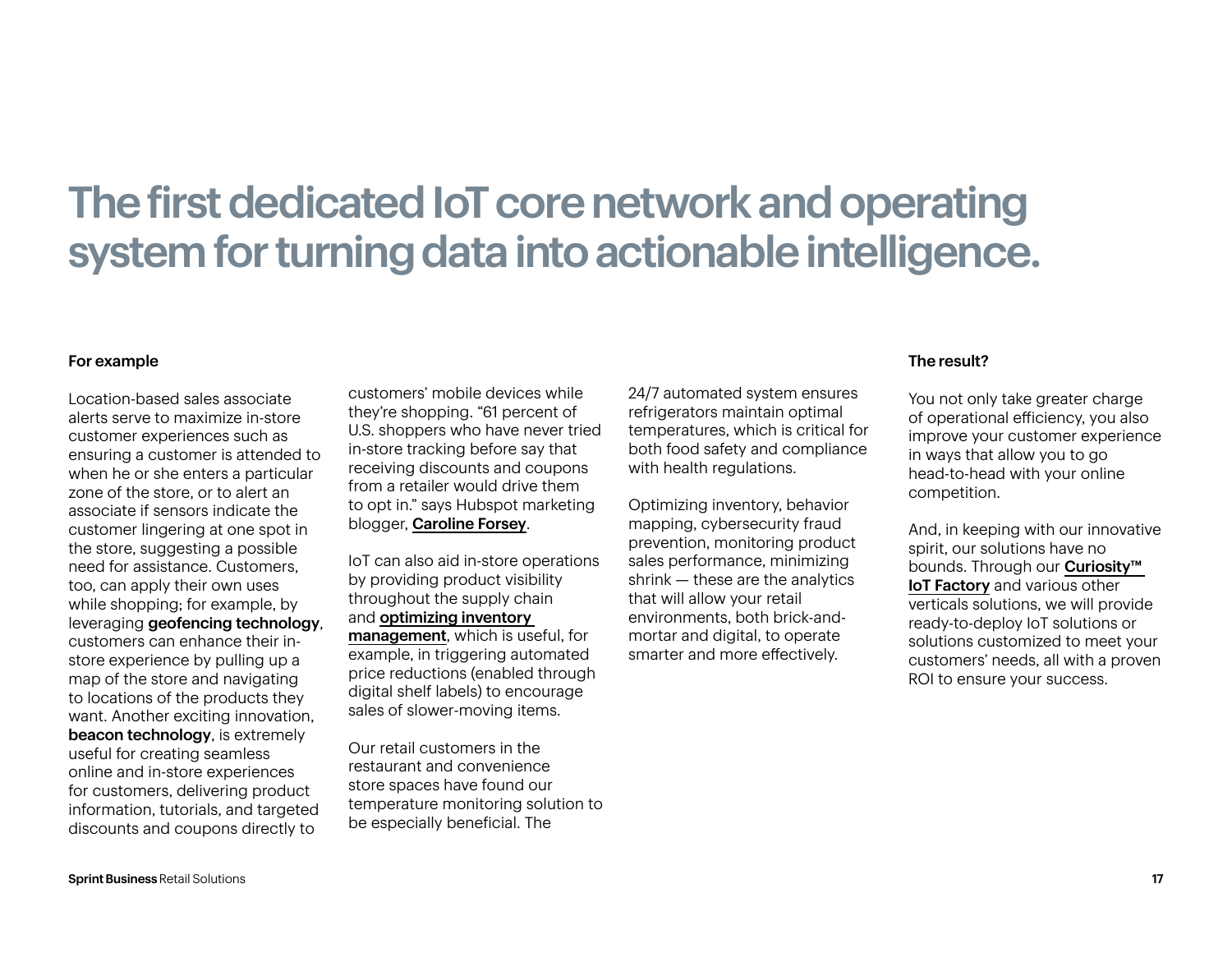# The first dedicated IoT core network and operating system for turning data into actionable intelligence.

**For example**

Location-based sales associate alerts serve to maximize in-store customer experiences such as ensuring a customer is attended to when he or she enters a particular zone of the store, or to alert an associate if sensors indicate the customer lingering at one spot in the store, suggesting a possible need for assistance. Customers, too, can apply their own uses while shopping; for example, by leveraging **geofencing technology**, customers can enhance their in-store experience by pulling up a map of the store and navigating to locations of the products they want. Another exciting innovation, **beacon technology**, is extremely useful for creating seamless online and in-store experiences for customers, delivering product information, tutorials, and targeted discounts and coupons directly to customers' mobile devices while they're shopping. "61 percent of U.S. shoppers who have never tried in-store tracking before say that receiving discounts and coupons from a retailer would drive them to opt in." says Hubspot marketing blogger, **Caroline Forsey**.

IoT can also aid in-store operations by providing product visibility throughout the supply chain and **optimizing inventory management**, which is useful, for example, in triggering automated price reductions (enabled through digital shelf labels) to encourage sales of slower-moving items.

Our retail customers in the restaurant and convenience store spaces have found our temperature monitoring solution to be especially beneficial. The 24/7 automated system ensures refrigerators maintain optimal temperatures, which is critical for both food safety and compliance with health regulations.

Optimizing inventory, behavior mapping, cybersecurity fraud prevention, monitoring product sales performance, minimizing shrink — these are the analytics that will allow your retail environments, both brick-and-mortar and digital, to operate smarter and more effectively.

**The result?**

You not only take greater charge of operational efficiency, you also improve your customer experience in ways that allow you to go head-to-head with your online competition.

And, in keeping with our innovative spirit, our solutions have no bounds. Through our **Curiosity™ IoT Factory** and various other verticals solutions, we will provide ready-to-deploy IoT solutions or solutions customized to meet your customers' needs, all with a proven ROI to ensure your success.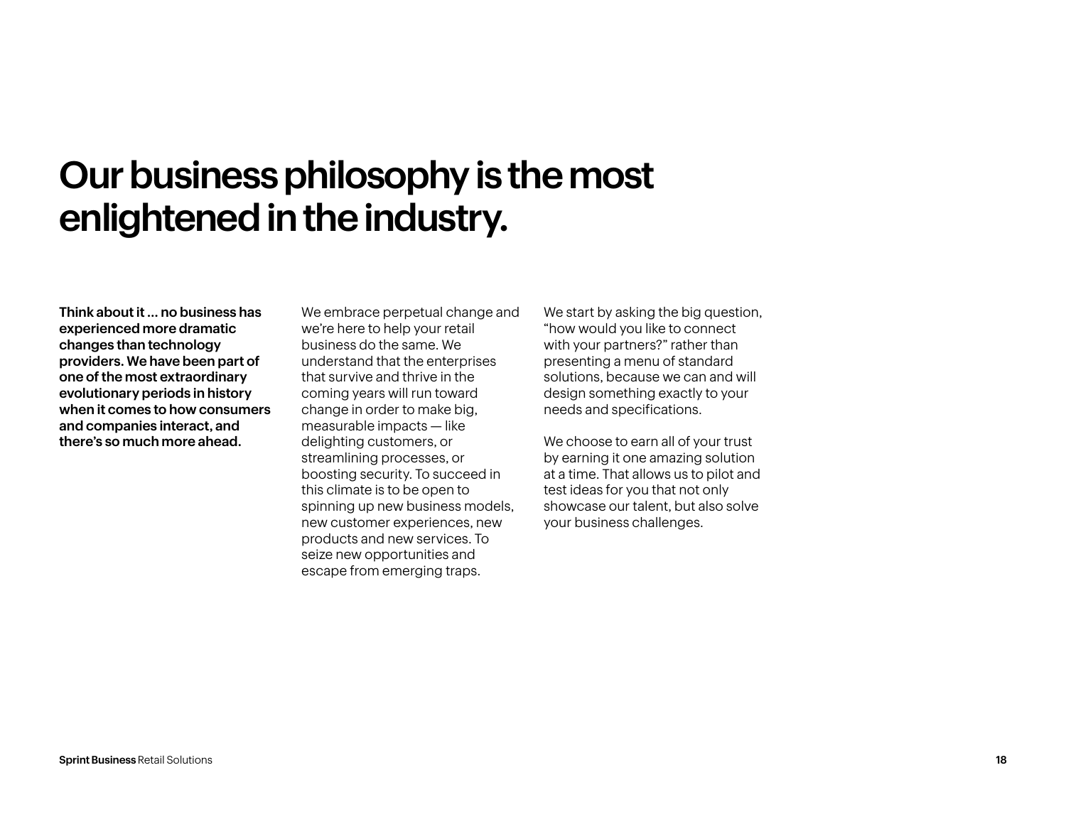# Our business philosophy is the most enlightened in the industry.

**Think about it ... no business has experienced more dramatic changes than technology providers. We have been part of one of the most extraordinary evolutionary periods in history when it comes to how consumers and companies interact, and there's so much more ahead.**

We embrace perpetual change and we're here to help your retail business do the same. We understand that the enterprises that survive and thrive in the coming years will run toward change in order to make big, measurable impacts — like delighting customers, or streamlining processes, or boosting security. To succeed in this climate is to be open to spinning up new business models, new customer experiences, new products and new services. To seize new opportunities and escape from emerging traps.

We start by asking the big question, "how would you like to connect with your partners?" rather than presenting a menu of standard solutions, because we can and will design something exactly to your needs and specifications.

We choose to earn all of your trust by earning it one amazing solution at a time. That allows us to pilot and test ideas for you that not only showcase our talent, but also solve your business challenges.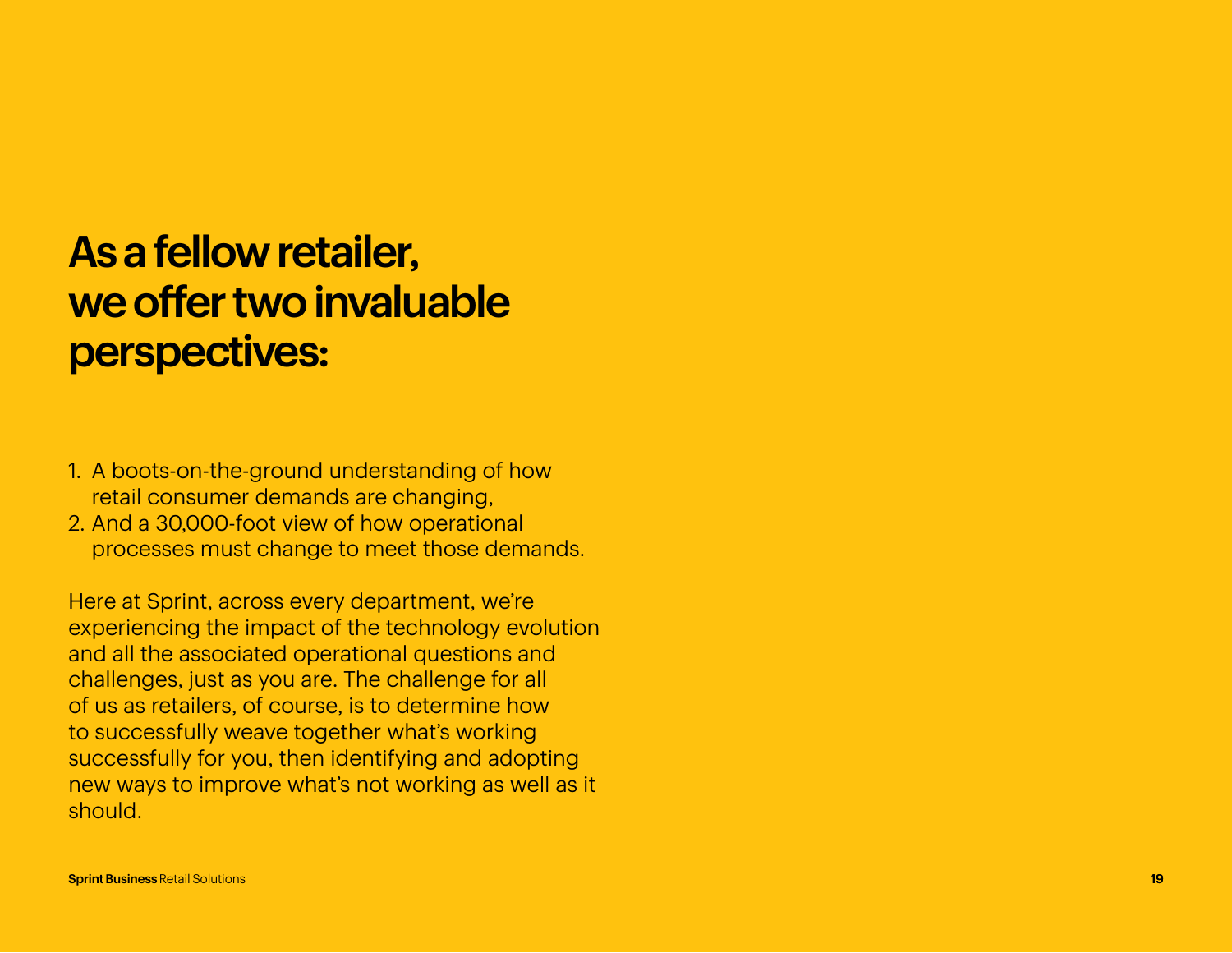# As a fellow retailer, we offer two invaluable perspectives:

1. A boots-on-the-ground understanding of how retail consumer demands are changing,
2. And a 30,000-foot view of how operational processes must change to meet those demands.

Here at Sprint, across every department, we're experiencing the impact of the technology evolution and all the associated operational questions and challenges, just as you are. The challenge for all of us as retailers, of course, is to determine how to successfully weave together what's working successfully for you, then identifying and adopting new ways to improve what's not working as well as it should.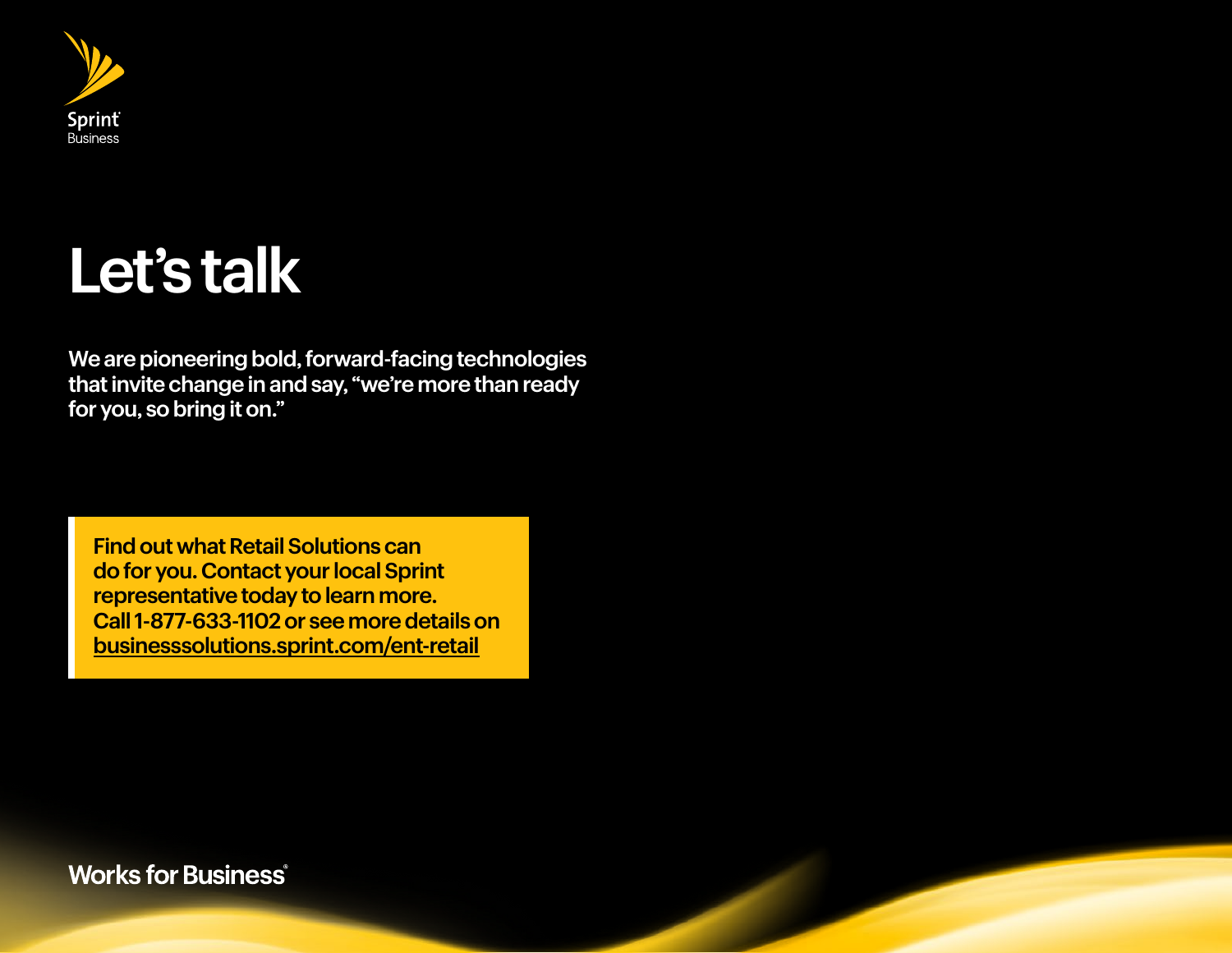Sprint
Business

# Let's talk

**We are pioneering bold, forward-facing technologies that invite change in and say, "we're more than ready for you, so bring it on."**

**Find out what Retail Solutions can do for you. Contact your local Sprint representative today to learn more. Call 1-877-633-1102 or see more details on businesssolutions.sprint.com/ent-retail**

**Works for Business®**